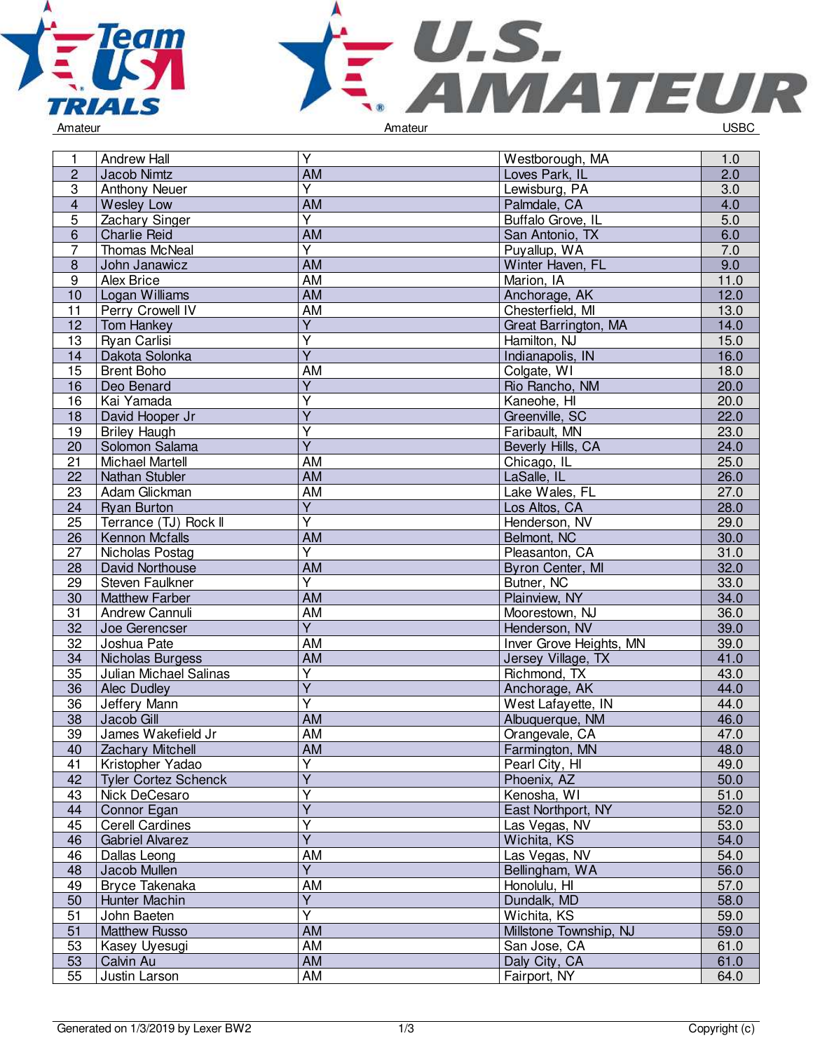Amateur | Amateur | USBC

| | | | | |
|---|---|---|---|---|
| 1 | Andrew Hall | Y | Westborough, MA | 1.0 |
| 2 | Jacob Nimtz | AM | Loves Park, IL | 2.0 |
| 3 | Anthony Neuer | Y | Lewisburg, PA | 3.0 |
| 4 | Wesley Low | AM | Palmdale, CA | 4.0 |
| 5 | Zachary Singer | Y | Buffalo Grove, IL | 5.0 |
| 6 | Charlie Reid | AM | San Antonio, TX | 6.0 |
| 7 | Thomas McNeal | Y | Puyallup, WA | 7.0 |
| 8 | John Janawicz | AM | Winter Haven, FL | 9.0 |
| 9 | Alex Brice | AM | Marion, IA | 11.0 |
| 10 | Logan Williams | AM | Anchorage, AK | 12.0 |
| 11 | Perry Crowell IV | AM | Chesterfield, MI | 13.0 |
| 12 | Tom Hankey | Y | Great Barrington, MA | 14.0 |
| 13 | Ryan Carlisi | Y | Hamilton, NJ | 15.0 |
| 14 | Dakota Solonka | Y | Indianapolis, IN | 16.0 |
| 15 | Brent Boho | AM | Colgate, WI | 18.0 |
| 16 | Deo Benard | Y | Rio Rancho, NM | 20.0 |
| 16 | Kai Yamada | Y | Kaneohe, HI | 20.0 |
| 18 | David Hooper Jr | Y | Greenville, SC | 22.0 |
| 19 | Briley Haugh | Y | Faribault, MN | 23.0 |
| 20 | Solomon Salama | Y | Beverly Hills, CA | 24.0 |
| 21 | Michael Martell | AM | Chicago, IL | 25.0 |
| 22 | Nathan Stubler | AM | LaSalle, IL | 26.0 |
| 23 | Adam Glickman | AM | Lake Wales, FL | 27.0 |
| 24 | Ryan Burton | Y | Los Altos, CA | 28.0 |
| 25 | Terrance (TJ) Rock II | Y | Henderson, NV | 29.0 |
| 26 | Kennon Mcfalls | AM | Belmont, NC | 30.0 |
| 27 | Nicholas Postag | Y | Pleasanton, CA | 31.0 |
| 28 | David Northouse | AM | Byron Center, MI | 32.0 |
| 29 | Steven Faulkner | Y | Butner, NC | 33.0 |
| 30 | Matthew Farber | AM | Plainview, NY | 34.0 |
| 31 | Andrew Cannuli | AM | Moorestown, NJ | 36.0 |
| 32 | Joe Gerencser | Y | Henderson, NV | 39.0 |
| 32 | Joshua Pate | AM | Inver Grove Heights, MN | 39.0 |
| 34 | Nicholas Burgess | AM | Jersey Village, TX | 41.0 |
| 35 | Julian Michael Salinas | Y | Richmond, TX | 43.0 |
| 36 | Alec Dudley | Y | Anchorage, AK | 44.0 |
| 36 | Jeffery Mann | Y | West Lafayette, IN | 44.0 |
| 38 | Jacob Gill | AM | Albuquerque, NM | 46.0 |
| 39 | James Wakefield Jr | AM | Orangevale, CA | 47.0 |
| 40 | Zachary Mitchell | AM | Farmington, MN | 48.0 |
| 41 | Kristopher Yadao | Y | Pearl City, HI | 49.0 |
| 42 | Tyler Cortez Schenck | Y | Phoenix, AZ | 50.0 |
| 43 | Nick DeCesaro | Y | Kenosha, WI | 51.0 |
| 44 | Connor Egan | Y | East Northport, NY | 52.0 |
| 45 | Cerell Cardines | Y | Las Vegas, NV | 53.0 |
| 46 | Gabriel Alvarez | Y | Wichita, KS | 54.0 |
| 46 | Dallas Leong | AM | Las Vegas, NV | 54.0 |
| 48 | Jacob Mullen | Y | Bellingham, WA | 56.0 |
| 49 | Bryce Takenaka | AM | Honolulu, HI | 57.0 |
| 50 | Hunter Machin | Y | Dundalk, MD | 58.0 |
| 51 | John Baeten | Y | Wichita, KS | 59.0 |
| 51 | Matthew Russo | AM | Millstone Township, NJ | 59.0 |
| 53 | Kasey Uyesugi | AM | San Jose, CA | 61.0 |
| 53 | Calvin Au | AM | Daly City, CA | 61.0 |
| 55 | Justin Larson | AM | Fairport, NY | 64.0 |

Generated on 1/3/2019 by Lexer BW2 | Copyright (c)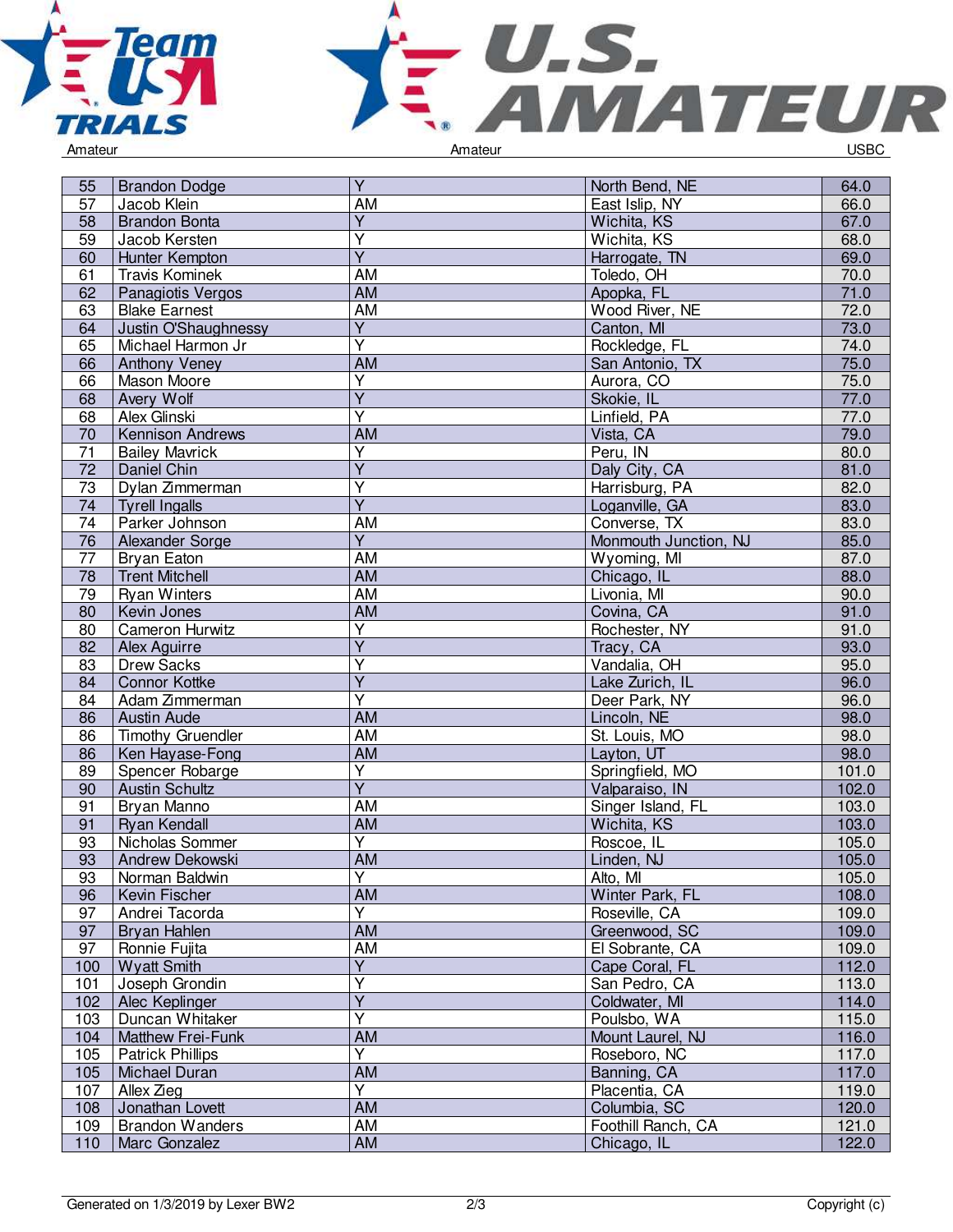| 55 | Brandon Dodge | Y | North Bend, NE | 64.0 |
|---|---|---|---|---|
| 57 | Jacob Klein | AM | East Islip, NY | 66.0 |
| 58 | Brandon Bonta | Y | Wichita, KS | 67.0 |
| 59 | Jacob Kersten | Y | Wichita, KS | 68.0 |
| 60 | Hunter Kempton | Y | Harrogate, TN | 69.0 |
| 61 | Travis Kominek | AM | Toledo, OH | 70.0 |
| 62 | Panagiotis Vergos | AM | Apopka, FL | 71.0 |
| 63 | Blake Earnest | AM | Wood River, NE | 72.0 |
| 64 | Justin O'Shaughnessy | Y | Canton, MI | 73.0 |
| 65 | Michael Harmon Jr | Y | Rockledge, FL | 74.0 |
| 66 | Anthony Veney | AM | San Antonio, TX | 75.0 |
| 66 | Mason Moore | Y | Aurora, CO | 75.0 |
| 68 | Avery Wolf | Y | Skokie, IL | 77.0 |
| 68 | Alex Glinski | Y | Linfield, PA | 77.0 |
| 70 | Kennison Andrews | AM | Vista, CA | 79.0 |
| 71 | Bailey Mavrick | Y | Peru, IN | 80.0 |
| 72 | Daniel Chin | Y | Daly City, CA | 81.0 |
| 73 | Dylan Zimmerman | Y | Harrisburg, PA | 82.0 |
| 74 | Tyrell Ingalls | Y | Loganville, GA | 83.0 |
| 74 | Parker Johnson | AM | Converse, TX | 83.0 |
| 76 | Alexander Sorge | Y | Monmouth Junction, NJ | 85.0 |
| 77 | Bryan Eaton | AM | Wyoming, MI | 87.0 |
| 78 | Trent Mitchell | AM | Chicago, IL | 88.0 |
| 79 | Ryan Winters | AM | Livonia, MI | 90.0 |
| 80 | Kevin Jones | AM | Covina, CA | 91.0 |
| 80 | Cameron Hurwitz | Y | Rochester, NY | 91.0 |
| 82 | Alex Aguirre | Y | Tracy, CA | 93.0 |
| 83 | Drew Sacks | Y | Vandalia, OH | 95.0 |
| 84 | Connor Kottke | Y | Lake Zurich, IL | 96.0 |
| 84 | Adam Zimmerman | Y | Deer Park, NY | 96.0 |
| 86 | Austin Aude | AM | Lincoln, NE | 98.0 |
| 86 | Timothy Gruendler | AM | St. Louis, MO | 98.0 |
| 86 | Ken Hayase-Fong | AM | Layton, UT | 98.0 |
| 89 | Spencer Robarge | Y | Springfield, MO | 101.0 |
| 90 | Austin Schultz | Y | Valparaiso, IN | 102.0 |
| 91 | Bryan Manno | AM | Singer Island, FL | 103.0 |
| 91 | Ryan Kendall | AM | Wichita, KS | 103.0 |
| 93 | Nicholas Sommer | Y | Roscoe, IL | 105.0 |
| 93 | Andrew Dekowski | AM | Linden, NJ | 105.0 |
| 93 | Norman Baldwin | Y | Alto, MI | 105.0 |
| 96 | Kevin Fischer | AM | Winter Park, FL | 108.0 |
| 97 | Andrei Tacorda | Y | Roseville, CA | 109.0 |
| 97 | Bryan Hahlen | AM | Greenwood, SC | 109.0 |
| 97 | Ronnie Fujita | AM | El Sobrante, CA | 109.0 |
| 100 | Wyatt Smith | Y | Cape Coral, FL | 112.0 |
| 101 | Joseph Grondin | Y | San Pedro, CA | 113.0 |
| 102 | Alec Keplinger | Y | Coldwater, MI | 114.0 |
| 103 | Duncan Whitaker | Y | Poulsbo, WA | 115.0 |
| 104 | Matthew Frei-Funk | AM | Mount Laurel, NJ | 116.0 |
| 105 | Patrick Phillips | Y | Roseboro, NC | 117.0 |
| 105 | Michael Duran | AM | Banning, CA | 117.0 |
| 107 | Allex Zieg | Y | Placentia, CA | 119.0 |
| 108 | Jonathan Lovett | AM | Columbia, SC | 120.0 |
| 109 | Brandon Wanders | AM | Foothill Ranch, CA | 121.0 |
| 110 | Marc Gonzalez | AM | Chicago, IL | 122.0 |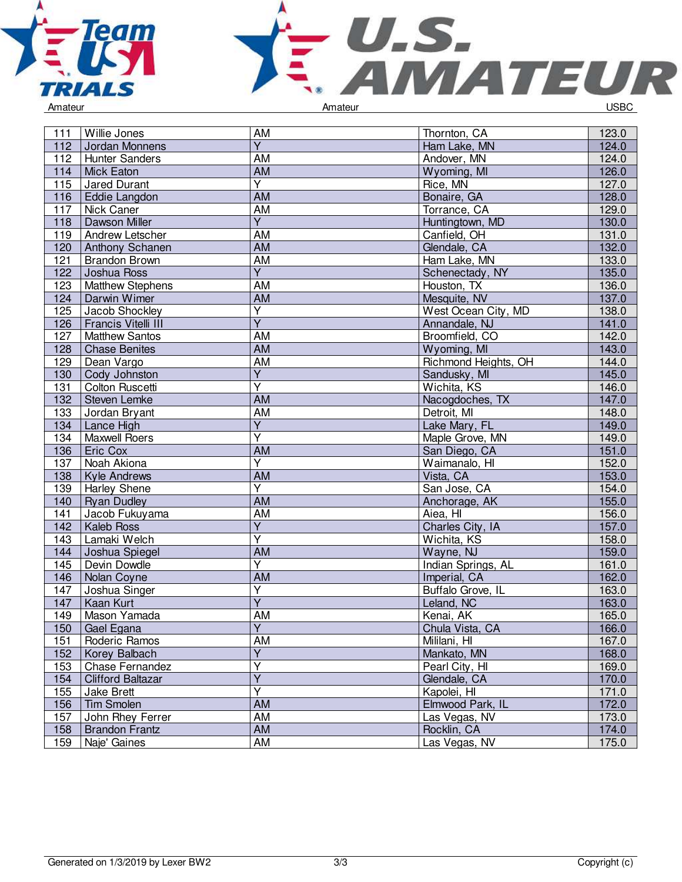| | | | | |
|---|---|---|---|---|
| 111 | Willie Jones | AM | Thornton, CA | 123.0 |
| 112 | Jordan Monnens | Y | Ham Lake, MN | 124.0 |
| 112 | Hunter Sanders | AM | Andover, MN | 124.0 |
| 114 | Mick Eaton | AM | Wyoming, MI | 126.0 |
| 115 | Jared Durant | Y | Rice, MN | 127.0 |
| 116 | Eddie Langdon | AM | Bonaire, GA | 128.0 |
| 117 | Nick Caner | AM | Torrance, CA | 129.0 |
| 118 | Dawson Miller | Y | Huntingtown, MD | 130.0 |
| 119 | Andrew Letscher | AM | Canfield, OH | 131.0 |
| 120 | Anthony Schanen | AM | Glendale, CA | 132.0 |
| 121 | Brandon Brown | AM | Ham Lake, MN | 133.0 |
| 122 | Joshua Ross | Y | Schenectady, NY | 135.0 |
| 123 | Matthew Stephens | AM | Houston, TX | 136.0 |
| 124 | Darwin Wimer | AM | Mesquite, NV | 137.0 |
| 125 | Jacob Shockley | Y | West Ocean City, MD | 138.0 |
| 126 | Francis Vitelli III | Y | Annandale, NJ | 141.0 |
| 127 | Matthew Santos | AM | Broomfield, CO | 142.0 |
| 128 | Chase Benites | AM | Wyoming, MI | 143.0 |
| 129 | Dean Vargo | AM | Richmond Heights, OH | 144.0 |
| 130 | Cody Johnston | Y | Sandusky, MI | 145.0 |
| 131 | Colton Ruscetti | Y | Wichita, KS | 146.0 |
| 132 | Steven Lemke | AM | Nacogdoches, TX | 147.0 |
| 133 | Jordan Bryant | AM | Detroit, MI | 148.0 |
| 134 | Lance High | Y | Lake Mary, FL | 149.0 |
| 134 | Maxwell Roers | Y | Maple Grove, MN | 149.0 |
| 136 | Eric Cox | AM | San Diego, CA | 151.0 |
| 137 | Noah Akiona | Y | Waimanalo, HI | 152.0 |
| 138 | Kyle Andrews | AM | Vista, CA | 153.0 |
| 139 | Harley Shene | Y | San Jose, CA | 154.0 |
| 140 | Ryan Dudley | AM | Anchorage, AK | 155.0 |
| 141 | Jacob Fukuyama | AM | Aiea, HI | 156.0 |
| 142 | Kaleb Ross | Y | Charles City, IA | 157.0 |
| 143 | Lamaki Welch | Y | Wichita, KS | 158.0 |
| 144 | Joshua Spiegel | AM | Wayne, NJ | 159.0 |
| 145 | Devin Dowdle | Y | Indian Springs, AL | 161.0 |
| 146 | Nolan Coyne | AM | Imperial, CA | 162.0 |
| 147 | Joshua Singer | Y | Buffalo Grove, IL | 163.0 |
| 147 | Kaan Kurt | Y | Leland, NC | 163.0 |
| 149 | Mason Yamada | AM | Kenai, AK | 165.0 |
| 150 | Gael Egana | Y | Chula Vista, CA | 166.0 |
| 151 | Roderic Ramos | AM | Mililani, HI | 167.0 |
| 152 | Korey Balbach | Y | Mankato, MN | 168.0 |
| 153 | Chase Fernandez | Y | Pearl City, HI | 169.0 |
| 154 | Clifford Baltazar | Y | Glendale, CA | 170.0 |
| 155 | Jake Brett | Y | Kapolei, HI | 171.0 |
| 156 | Tim Smolen | AM | Elmwood Park, IL | 172.0 |
| 157 | John Rhey Ferrer | AM | Las Vegas, NV | 173.0 |
| 158 | Brandon Frantz | AM | Rocklin, CA | 174.0 |
| 159 | Naje' Gaines | AM | Las Vegas, NV | 175.0 |